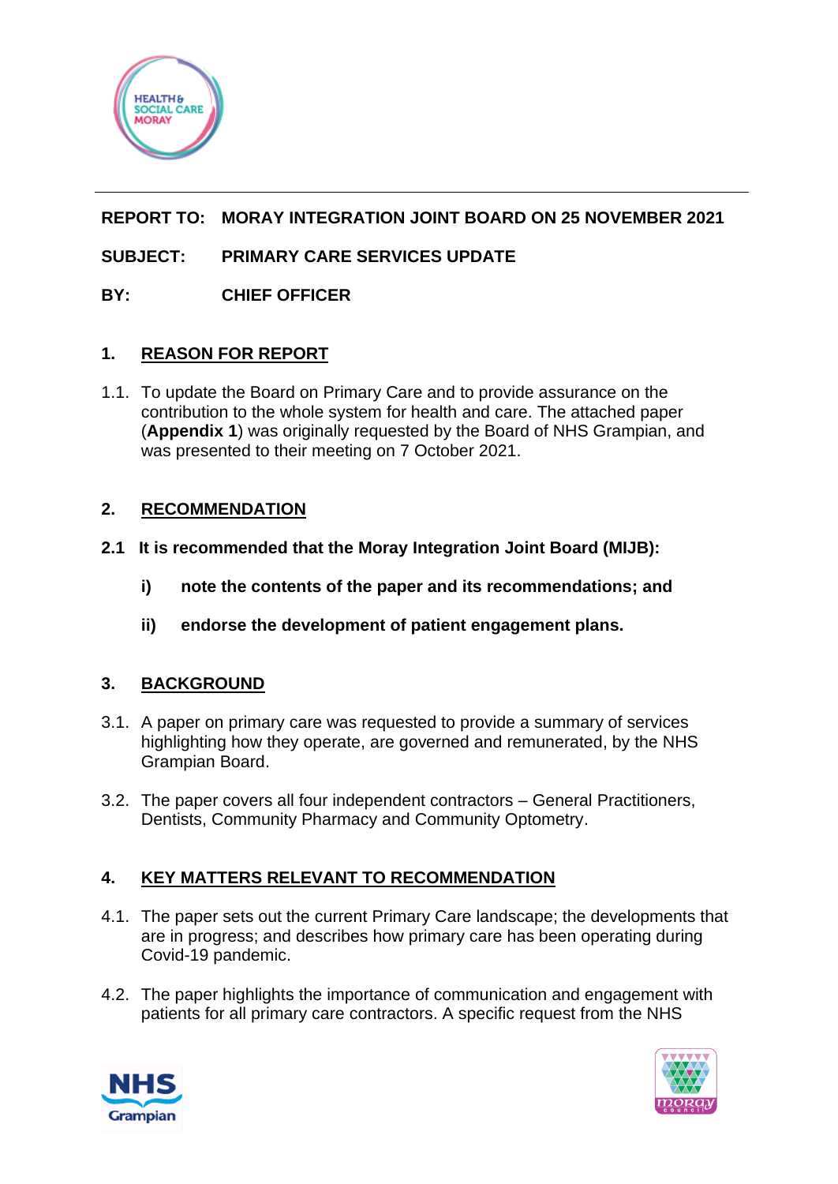**REPORT TO:** **MORAY INTEGRATION JOINT BOARD ON 25 NOVEMBER 2021**

**SUBJECT:** **PRIMARY CARE SERVICES UPDATE**

**BY:** **CHIEF OFFICER**

## 1. REASON FOR REPORT

1.1. To update the Board on Primary Care and to provide assurance on the contribution to the whole system for health and care. The attached paper (**Appendix 1**) was originally requested by the Board of NHS Grampian, and was presented to their meeting on 7 October 2021.

## 2. RECOMMENDATION

**2.1 It is recommended that the Moray Integration Joint Board (MIJB):**

**i) note the contents of the paper and its recommendations; and**

**ii) endorse the development of patient engagement plans.**

## 3. BACKGROUND

3.1. A paper on primary care was requested to provide a summary of services highlighting how they operate, are governed and remunerated, by the NHS Grampian Board.

3.2. The paper covers all four independent contractors – General Practitioners, Dentists, Community Pharmacy and Community Optometry.

## 4. KEY MATTERS RELEVANT TO RECOMMENDATION

4.1. The paper sets out the current Primary Care landscape; the developments that are in progress; and describes how primary care has been operating during Covid-19 pandemic.

4.2. The paper highlights the importance of communication and engagement with patients for all primary care contractors. A specific request from the NHS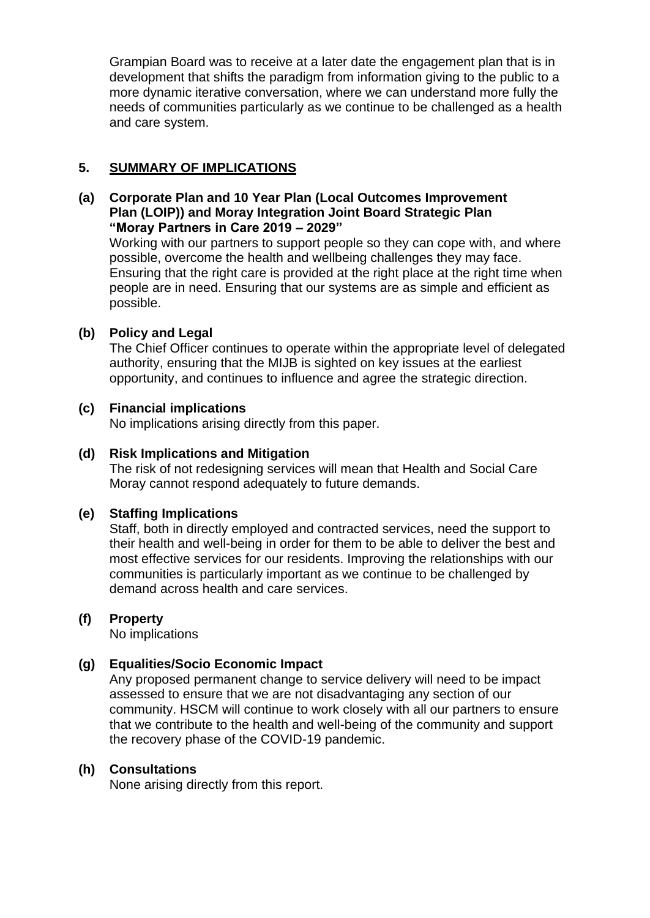Grampian Board was to receive at a later date the engagement plan that is in development that shifts the paradigm from information giving to the public to a more dynamic iterative conversation, where we can understand more fully the needs of communities particularly as we continue to be challenged as a health and care system.

## 5. SUMMARY OF IMPLICATIONS

**(a) Corporate Plan and 10 Year Plan (Local Outcomes Improvement Plan (LOIP)) and Moray Integration Joint Board Strategic Plan "Moray Partners in Care 2019 – 2029"**

Working with our partners to support people so they can cope with, and where possible, overcome the health and wellbeing challenges they may face. Ensuring that the right care is provided at the right place at the right time when people are in need. Ensuring that our systems are as simple and efficient as possible.

**(b) Policy and Legal**

The Chief Officer continues to operate within the appropriate level of delegated authority, ensuring that the MIJB is sighted on key issues at the earliest opportunity, and continues to influence and agree the strategic direction.

**(c) Financial implications**

No implications arising directly from this paper.

**(d) Risk Implications and Mitigation**

The risk of not redesigning services will mean that Health and Social Care Moray cannot respond adequately to future demands.

**(e) Staffing Implications**

Staff, both in directly employed and contracted services, need the support to their health and well-being in order for them to be able to deliver the best and most effective services for our residents. Improving the relationships with our communities is particularly important as we continue to be challenged by demand across health and care services.

**(f) Property**

No implications

**(g) Equalities/Socio Economic Impact**

Any proposed permanent change to service delivery will need to be impact assessed to ensure that we are not disadvantaging any section of our community. HSCM will continue to work closely with all our partners to ensure that we contribute to the health and well-being of the community and support the recovery phase of the COVID-19 pandemic.

**(h) Consultations**

None arising directly from this report.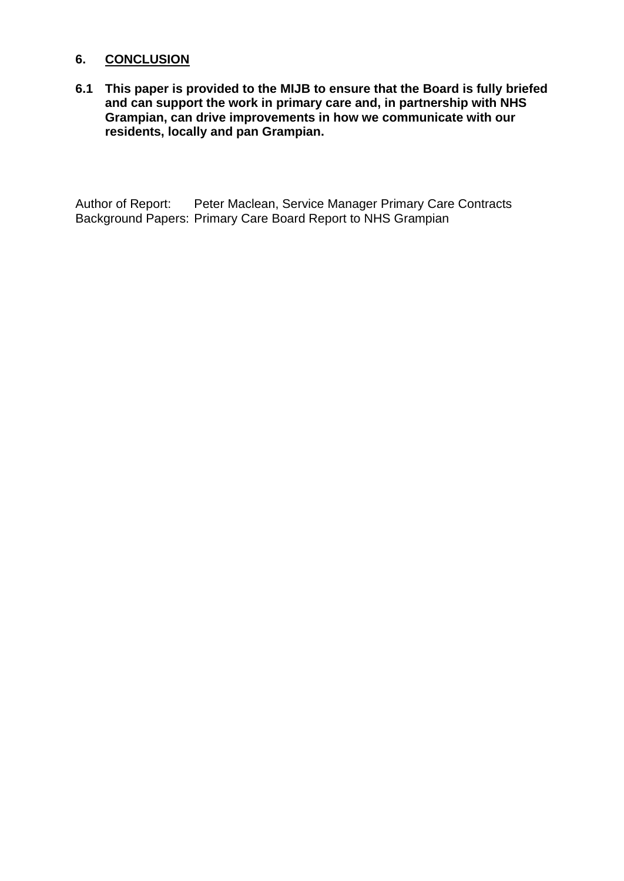## 6. CONCLUSION

**6.1 This paper is provided to the MIJB to ensure that the Board is fully briefed and can support the work in primary care and, in partnership with NHS Grampian, can drive improvements in how we communicate with our residents, locally and pan Grampian.**

Author of Report: Peter Maclean, Service Manager Primary Care Contracts
Background Papers: Primary Care Board Report to NHS Grampian